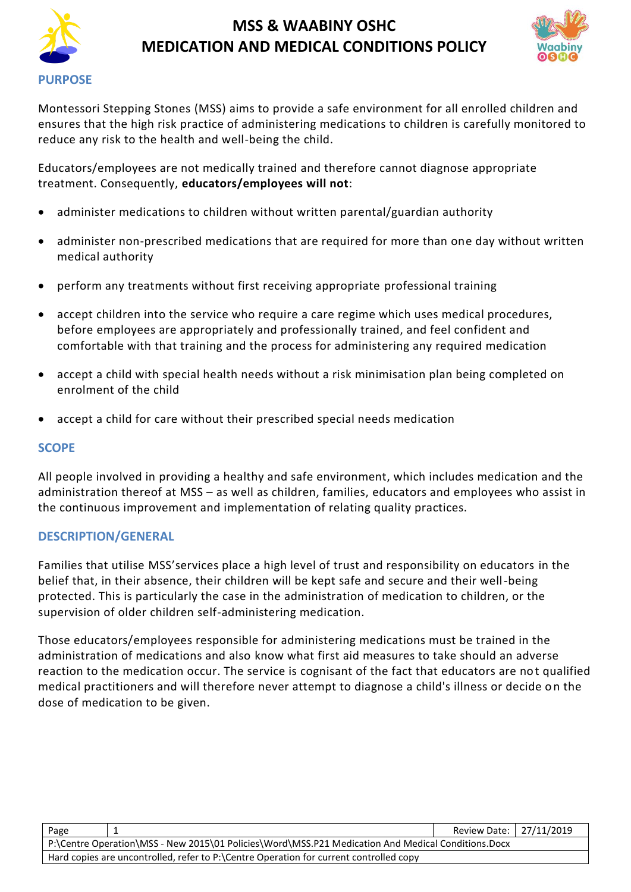# MSS & WAABINY OSHC
# MEDICATION AND MEDICAL CONDITIONS POLICY

## PURPOSE

Montessori Stepping Stones (MSS) aims to provide a safe environment for all enrolled children and ensures that the high risk practice of administering medications to children is carefully monitored to reduce any risk to the health and well-being the child.

Educators/employees are not medically trained and therefore cannot diagnose appropriate treatment. Consequently, **educators/employees will not**:

- administer medications to children without written parental/guardian authority
- administer non-prescribed medications that are required for more than one day without written medical authority
- perform any treatments without first receiving appropriate professional training
- accept children into the service who require a care regime which uses medical procedures, before employees are appropriately and professionally trained, and feel confident and comfortable with that training and the process for administering any required medication
- accept a child with special health needs without a risk minimisation plan being completed on enrolment of the child
- accept a child for care without their prescribed special needs medication

## SCOPE

All people involved in providing a healthy and safe environment, which includes medication and the administration thereof at MSS – as well as children, families, educators and employees who assist in the continuous improvement and implementation of relating quality practices.

## DESCRIPTION/GENERAL

Families that utilise MSS'services place a high level of trust and responsibility on educators in the belief that, in their absence, their children will be kept safe and secure and their well-being protected. This is particularly the case in the administration of medication to children, or the supervision of older children self-administering medication.

Those educators/employees responsible for administering medications must be trained in the administration of medications and also know what first aid measures to take should an adverse reaction to the medication occur. The service is cognisant of the fact that educators are not qualified medical practitioners and will therefore never attempt to diagnose a child's illness or decide on the dose of medication to be given.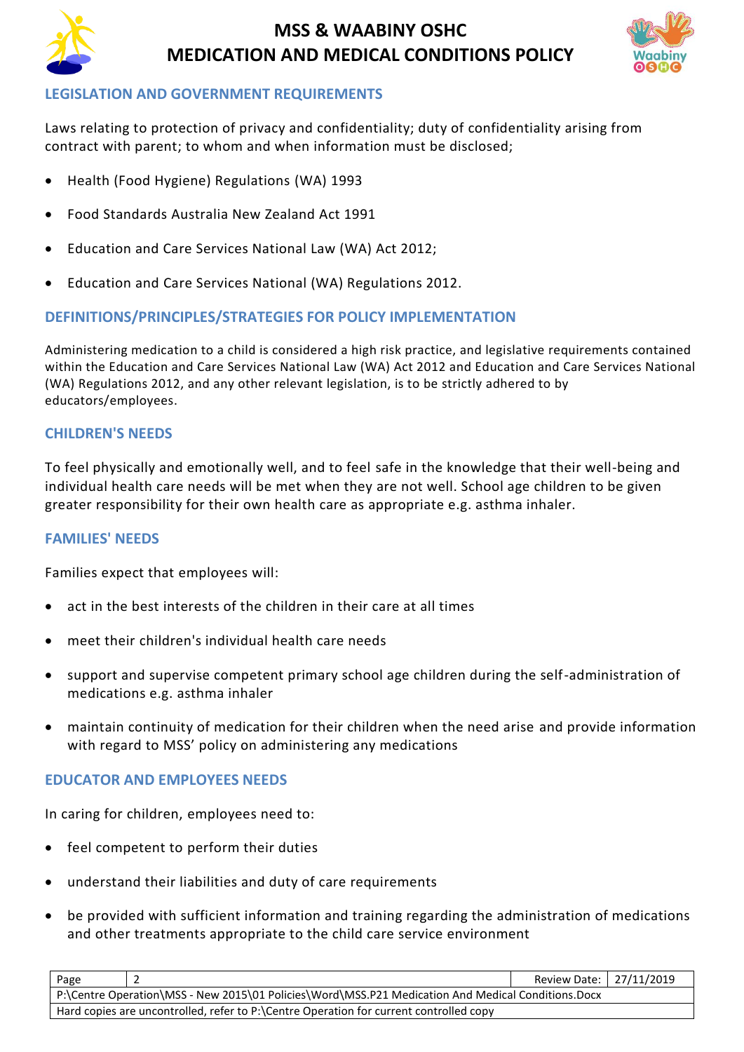## LEGISLATION AND GOVERNMENT REQUIREMENTS

Laws relating to protection of privacy and confidentiality; duty of confidentiality arising from contract with parent; to whom and when information must be disclosed;

- Health (Food Hygiene) Regulations (WA) 1993
- Food Standards Australia New Zealand Act 1991
- Education and Care Services National Law (WA) Act 2012;
- Education and Care Services National (WA) Regulations 2012.

## DEFINITIONS/PRINCIPLES/STRATEGIES FOR POLICY IMPLEMENTATION

Administering medication to a child is considered a high risk practice, and legislative requirements contained within the Education and Care Services National Law (WA) Act 2012 and Education and Care Services National (WA) Regulations 2012, and any other relevant legislation, is to be strictly adhered to by educators/employees.

## CHILDREN'S NEEDS

To feel physically and emotionally well, and to feel safe in the knowledge that their well-being and individual health care needs will be met when they are not well. School age children to be given greater responsibility for their own health care as appropriate e.g. asthma inhaler.

## FAMILIES' NEEDS

Families expect that employees will:

- act in the best interests of the children in their care at all times
- meet their children's individual health care needs
- support and supervise competent primary school age children during the self-administration of medications e.g. asthma inhaler
- maintain continuity of medication for their children when the need arise and provide information with regard to MSS' policy on administering any medications

## EDUCATOR AND EMPLOYEES NEEDS

In caring for children, employees need to:

- feel competent to perform their duties
- understand their liabilities and duty of care requirements
- be provided with sufficient information and training regarding the administration of medications and other treatments appropriate to the child care service environment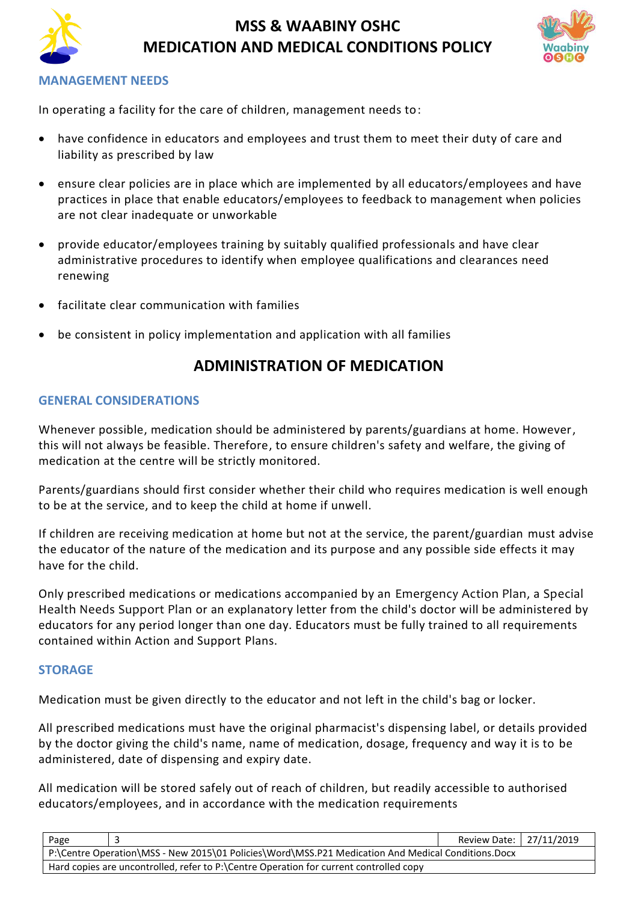## MANAGEMENT NEEDS

In operating a facility for the care of children, management needs to:

- have confidence in educators and employees and trust them to meet their duty of care and liability as prescribed by law
- ensure clear policies are in place which are implemented by all educators/employees and have practices in place that enable educators/employees to feedback to management when policies are not clear inadequate or unworkable
- provide educator/employees training by suitably qualified professionals and have clear administrative procedures to identify when employee qualifications and clearances need renewing
- facilitate clear communication with families
- be consistent in policy implementation and application with all families

# ADMINISTRATION OF MEDICATION

## GENERAL CONSIDERATIONS

Whenever possible, medication should be administered by parents/guardians at home. However, this will not always be feasible. Therefore, to ensure children's safety and welfare, the giving of medication at the centre will be strictly monitored.

Parents/guardians should first consider whether their child who requires medication is well enough to be at the service, and to keep the child at home if unwell.

If children are receiving medication at home but not at the service, the parent/guardian must advise the educator of the nature of the medication and its purpose and any possible side effects it may have for the child.

Only prescribed medications or medications accompanied by an Emergency Action Plan, a Special Health Needs Support Plan or an explanatory letter from the child's doctor will be administered by educators for any period longer than one day. Educators must be fully trained to all requirements contained within Action and Support Plans.

## STORAGE

Medication must be given directly to the educator and not left in the child's bag or locker.

All prescribed medications must have the original pharmacist's dispensing label, or details provided by the doctor giving the child's name, name of medication, dosage, frequency and way it is to be administered, date of dispensing and expiry date.

All medication will be stored safely out of reach of children, but readily accessible to authorised educators/employees, and in accordance with the medication requirements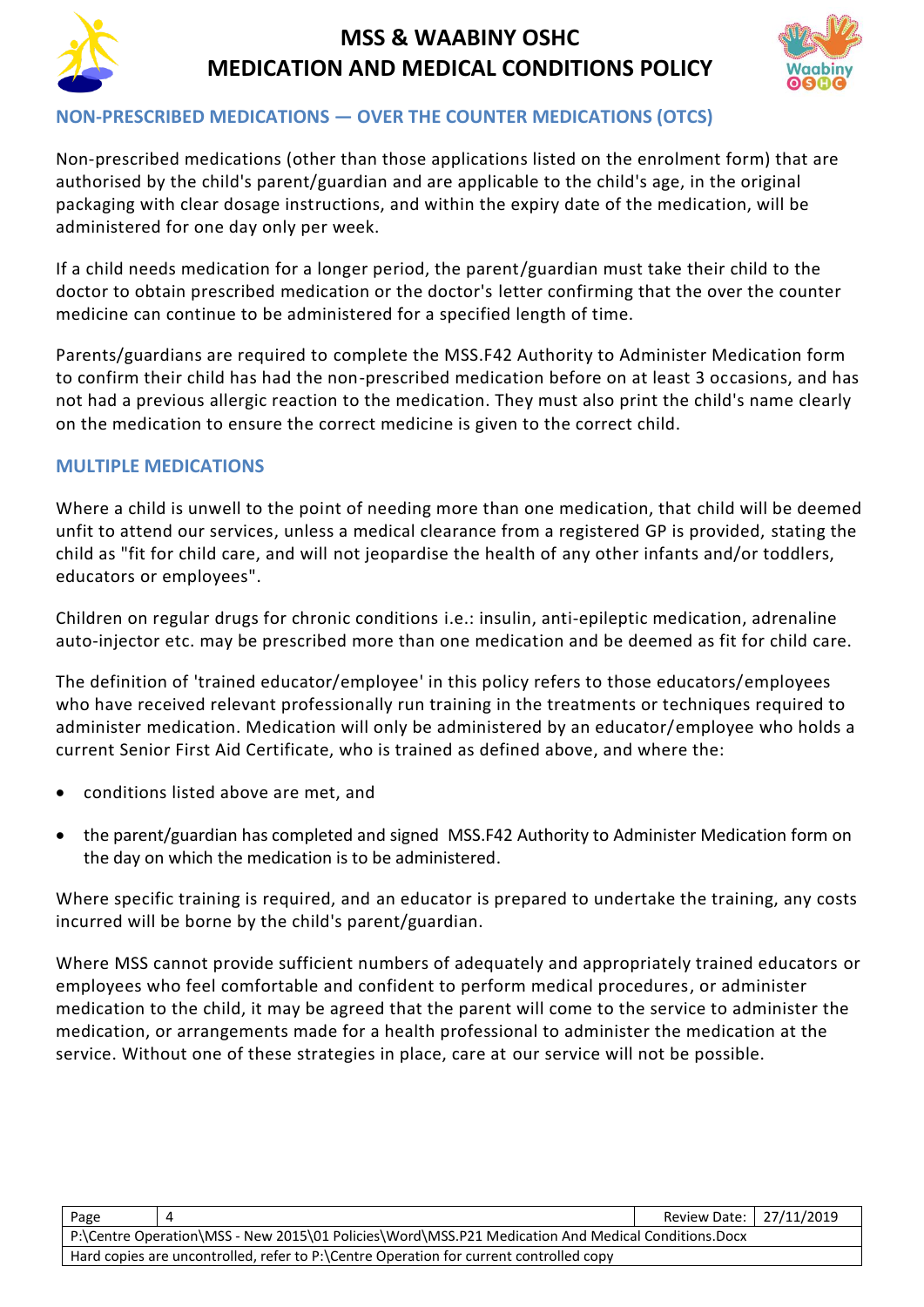## NON-PRESCRIBED MEDICATIONS — OVER THE COUNTER MEDICATIONS (OTCS)

Non-prescribed medications (other than those applications listed on the enrolment form) that are authorised by the child's parent/guardian and are applicable to the child's age, in the original packaging with clear dosage instructions, and within the expiry date of the medication, will be administered for one day only per week.

If a child needs medication for a longer period, the parent/guardian must take their child to the doctor to obtain prescribed medication or the doctor's letter confirming that the over the counter medicine can continue to be administered for a specified length of time.

Parents/guardians are required to complete the MSS.F42 Authority to Administer Medication form to confirm their child has had the non-prescribed medication before on at least 3 occasions, and has not had a previous allergic reaction to the medication. They must also print the child's name clearly on the medication to ensure the correct medicine is given to the correct child.

## MULTIPLE MEDICATIONS

Where a child is unwell to the point of needing more than one medication, that child will be deemed unfit to attend our services, unless a medical clearance from a registered GP is provided, stating the child as "fit for child care, and will not jeopardise the health of any other infants and/or toddlers, educators or employees".

Children on regular drugs for chronic conditions i.e.: insulin, anti-epileptic medication, adrenaline auto-injector etc. may be prescribed more than one medication and be deemed as fit for child care.

The definition of 'trained educator/employee' in this policy refers to those educators/employees who have received relevant professionally run training in the treatments or techniques required to administer medication. Medication will only be administered by an educator/employee who holds a current Senior First Aid Certificate, who is trained as defined above, and where the:

- conditions listed above are met, and
- the parent/guardian has completed and signed MSS.F42 Authority to Administer Medication form on the day on which the medication is to be administered.

Where specific training is required, and an educator is prepared to undertake the training, any costs incurred will be borne by the child's parent/guardian.

Where MSS cannot provide sufficient numbers of adequately and appropriately trained educators or employees who feel comfortable and confident to perform medical procedures, or administer medication to the child, it may be agreed that the parent will come to the service to administer the medication, or arrangements made for a health professional to administer the medication at the service. Without one of these strategies in place, care at our service will not be possible.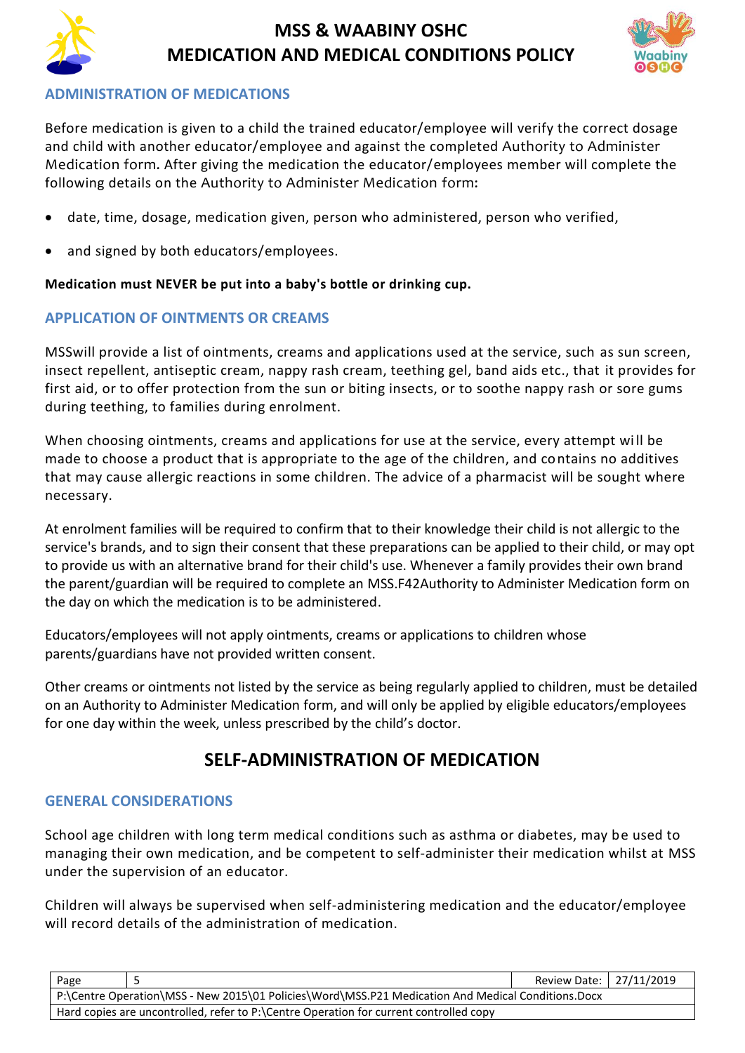### ADMINISTRATION OF MEDICATIONS

Before medication is given to a child the trained educator/employee will verify the correct dosage and child with another educator/employee and against the completed Authority to Administer Medication form. After giving the medication the educator/employees member will complete the following details on the Authority to Administer Medication form:

- date, time, dosage, medication given, person who administered, person who verified,
- and signed by both educators/employees.

**Medication must NEVER be put into a baby's bottle or drinking cup.**

### APPLICATION OF OINTMENTS OR CREAMS

MSSwill provide a list of ointments, creams and applications used at the service, such as sun screen, insect repellent, antiseptic cream, nappy rash cream, teething gel, band aids etc., that it provides for first aid, or to offer protection from the sun or biting insects, or to soothe nappy rash or sore gums during teething, to families during enrolment.

When choosing ointments, creams and applications for use at the service, every attempt will be made to choose a product that is appropriate to the age of the children, and contains no additives that may cause allergic reactions in some children. The advice of a pharmacist will be sought where necessary.

At enrolment families will be required to confirm that to their knowledge their child is not allergic to the service's brands, and to sign their consent that these preparations can be applied to their child, or may opt to provide us with an alternative brand for their child's use. Whenever a family provides their own brand the parent/guardian will be required to complete an MSS.F42Authority to Administer Medication form on the day on which the medication is to be administered.

Educators/employees will not apply ointments, creams or applications to children whose parents/guardians have not provided written consent.

Other creams or ointments not listed by the service as being regularly applied to children, must be detailed on an Authority to Administer Medication form, and will only be applied by eligible educators/employees for one day within the week, unless prescribed by the child's doctor.

## SELF-ADMINISTRATION OF MEDICATION

### GENERAL CONSIDERATIONS

School age children with long term medical conditions such as asthma or diabetes, may be used to managing their own medication, and be competent to self-administer their medication whilst at MSS under the supervision of an educator.

Children will always be supervised when self-administering medication and the educator/employee will record details of the administration of medication.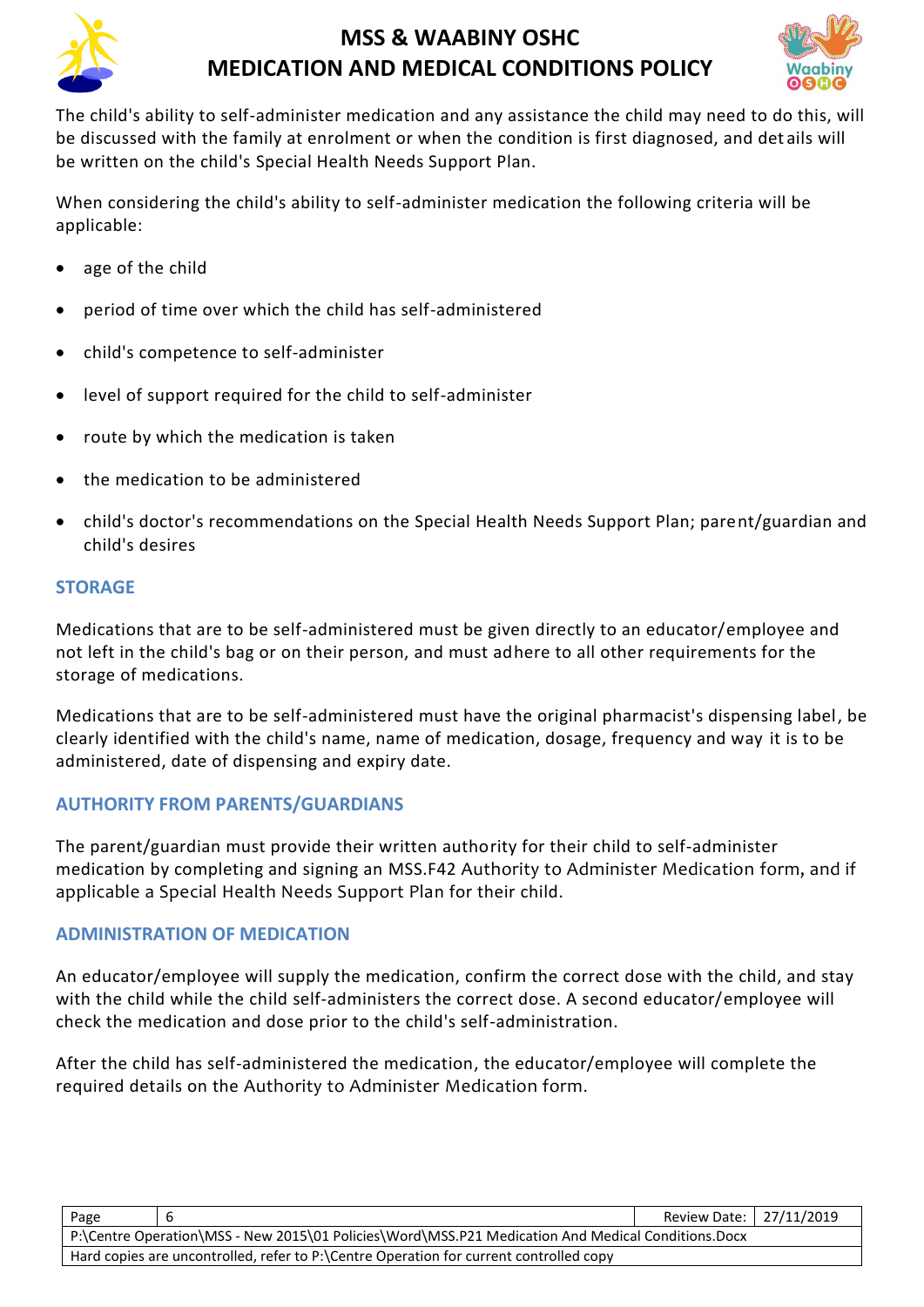The child's ability to self-administer medication and any assistance the child may need to do this, will be discussed with the family at enrolment or when the condition is first diagnosed, and details will be written on the child's Special Health Needs Support Plan.

When considering the child's ability to self-administer medication the following criteria will be applicable:

- age of the child
- period of time over which the child has self-administered
- child's competence to self-administer
- level of support required for the child to self-administer
- route by which the medication is taken
- the medication to be administered
- child's doctor's recommendations on the Special Health Needs Support Plan; parent/guardian and child's desires

### STORAGE

Medications that are to be self-administered must be given directly to an educator/employee and not left in the child's bag or on their person, and must adhere to all other requirements for the storage of medications.

Medications that are to be self-administered must have the original pharmacist's dispensing label, be clearly identified with the child's name, name of medication, dosage, frequency and way it is to be administered, date of dispensing and expiry date.

### AUTHORITY FROM PARENTS/GUARDIANS

The parent/guardian must provide their written authority for their child to self-administer medication by completing and signing an MSS.F42 Authority to Administer Medication form, and if applicable a Special Health Needs Support Plan for their child.

### ADMINISTRATION OF MEDICATION

An educator/employee will supply the medication, confirm the correct dose with the child, and stay with the child while the child self-administers the correct dose. A second educator/employee will check the medication and dose prior to the child's self-administration.

After the child has self-administered the medication, the educator/employee will complete the required details on the Authority to Administer Medication form.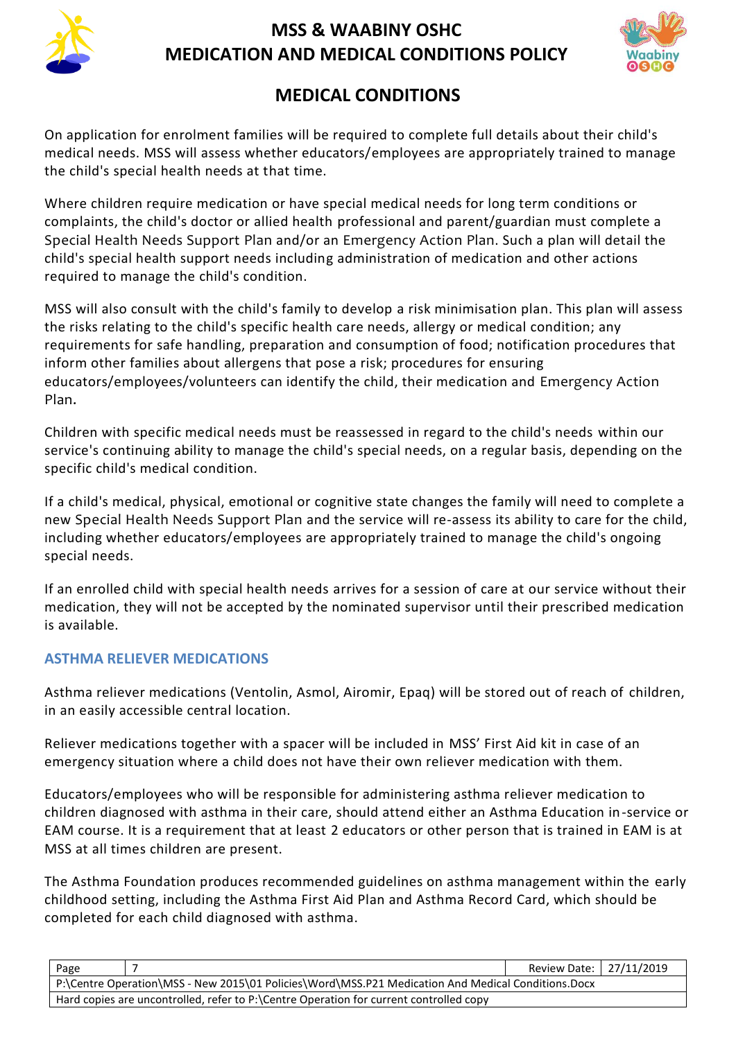## MEDICAL CONDITIONS

On application for enrolment families will be required to complete full details about their child's medical needs. MSS will assess whether educators/employees are appropriately trained to manage the child's special health needs at that time.

Where children require medication or have special medical needs for long term conditions or complaints, the child's doctor or allied health professional and parent/guardian must complete a Special Health Needs Support Plan and/or an Emergency Action Plan. Such a plan will detail the child's special health support needs including administration of medication and other actions required to manage the child's condition.

MSS will also consult with the child's family to develop a risk minimisation plan. This plan will assess the risks relating to the child's specific health care needs, allergy or medical condition; any requirements for safe handling, preparation and consumption of food; notification procedures that inform other families about allergens that pose a risk; procedures for ensuring educators/employees/volunteers can identify the child, their medication and Emergency Action Plan.

Children with specific medical needs must be reassessed in regard to the child's needs within our service's continuing ability to manage the child's special needs, on a regular basis, depending on the specific child's medical condition.

If a child's medical, physical, emotional or cognitive state changes the family will need to complete a new Special Health Needs Support Plan and the service will re-assess its ability to care for the child, including whether educators/employees are appropriately trained to manage the child's ongoing special needs.

If an enrolled child with special health needs arrives for a session of care at our service without their medication, they will not be accepted by the nominated supervisor until their prescribed medication is available.

### ASTHMA RELIEVER MEDICATIONS

Asthma reliever medications (Ventolin, Asmol, Airomir, Epaq) will be stored out of reach of children, in an easily accessible central location.

Reliever medications together with a spacer will be included in MSS' First Aid kit in case of an emergency situation where a child does not have their own reliever medication with them.

Educators/employees who will be responsible for administering asthma reliever medication to children diagnosed with asthma in their care, should attend either an Asthma Education in-service or EAM course. It is a requirement that at least 2 educators or other person that is trained in EAM is at MSS at all times children are present.

The Asthma Foundation produces recommended guidelines on asthma management within the early childhood setting, including the Asthma First Aid Plan and Asthma Record Card, which should be completed for each child diagnosed with asthma.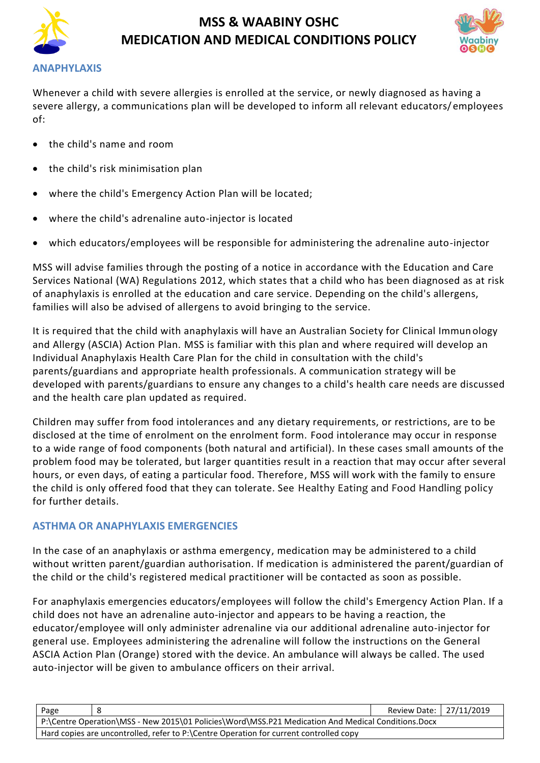## ANAPHYLAXIS

Whenever a child with severe allergies is enrolled at the service, or newly diagnosed as having a severe allergy, a communications plan will be developed to inform all relevant educators/employees of:

- the child's name and room
- the child's risk minimisation plan
- where the child's Emergency Action Plan will be located;
- where the child's adrenaline auto-injector is located
- which educators/employees will be responsible for administering the adrenaline auto-injector

MSS will advise families through the posting of a notice in accordance with the Education and Care Services National (WA) Regulations 2012, which states that a child who has been diagnosed as at risk of anaphylaxis is enrolled at the education and care service. Depending on the child's allergens, families will also be advised of allergens to avoid bringing to the service.

It is required that the child with anaphylaxis will have an Australian Society for Clinical Immunology and Allergy (ASCIA) Action Plan. MSS is familiar with this plan and where required will develop an Individual Anaphylaxis Health Care Plan for the child in consultation with the child's parents/guardians and appropriate health professionals. A communication strategy will be developed with parents/guardians to ensure any changes to a child's health care needs are discussed and the health care plan updated as required.

Children may suffer from food intolerances and any dietary requirements, or restrictions, are to be disclosed at the time of enrolment on the enrolment form. Food intolerance may occur in response to a wide range of food components (both natural and artificial). In these cases small amounts of the problem food may be tolerated, but larger quantities result in a reaction that may occur after several hours, or even days, of eating a particular food. Therefore, MSS will work with the family to ensure the child is only offered food that they can tolerate. See Healthy Eating and Food Handling policy for further details.

## ASTHMA OR ANAPHYLAXIS EMERGENCIES

In the case of an anaphylaxis or asthma emergency, medication may be administered to a child without written parent/guardian authorisation. If medication is administered the parent/guardian of the child or the child's registered medical practitioner will be contacted as soon as possible.

For anaphylaxis emergencies educators/employees will follow the child's Emergency Action Plan. If a child does not have an adrenaline auto-injector and appears to be having a reaction, the educator/employee will only administer adrenaline via our additional adrenaline auto-injector for general use. Employees administering the adrenaline will follow the instructions on the General ASCIA Action Plan (Orange) stored with the device. An ambulance will always be called. The used auto-injector will be given to ambulance officers on their arrival.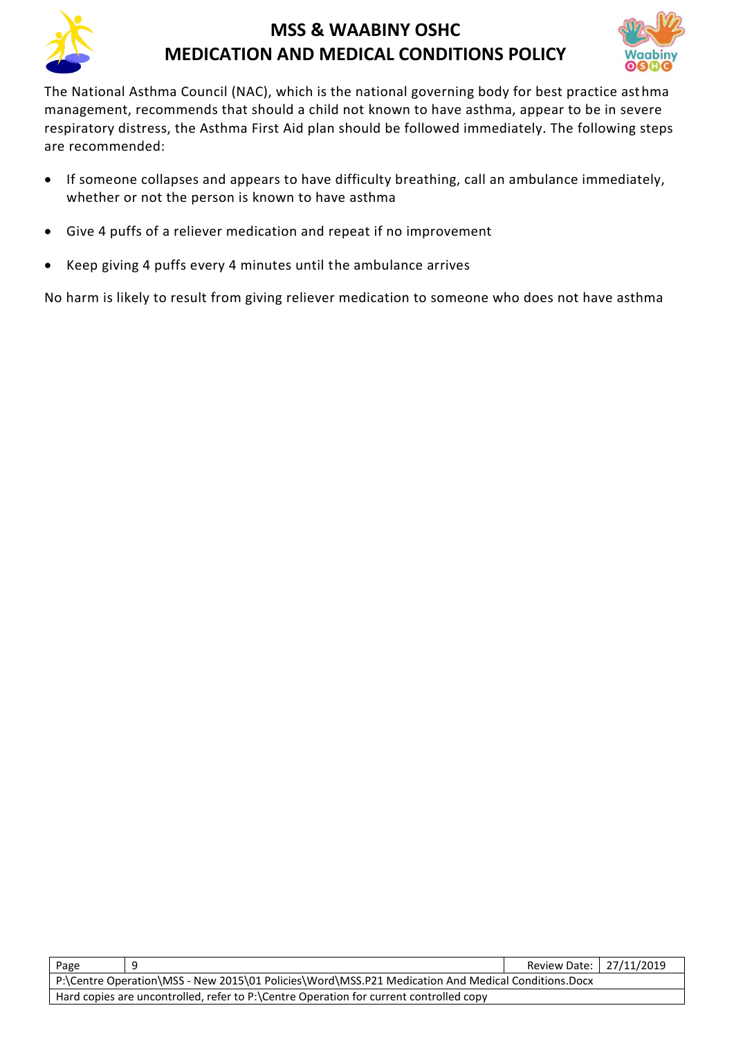The National Asthma Council (NAC), which is the national governing body for best practice asthma management, recommends that should a child not known to have asthma, appear to be in severe respiratory distress, the Asthma First Aid plan should be followed immediately. The following steps are recommended:

- If someone collapses and appears to have difficulty breathing, call an ambulance immediately, whether or not the person is known to have asthma
- Give 4 puffs of a reliever medication and repeat if no improvement
- Keep giving 4 puffs every 4 minutes until the ambulance arrives

No harm is likely to result from giving reliever medication to someone who does not have asthma